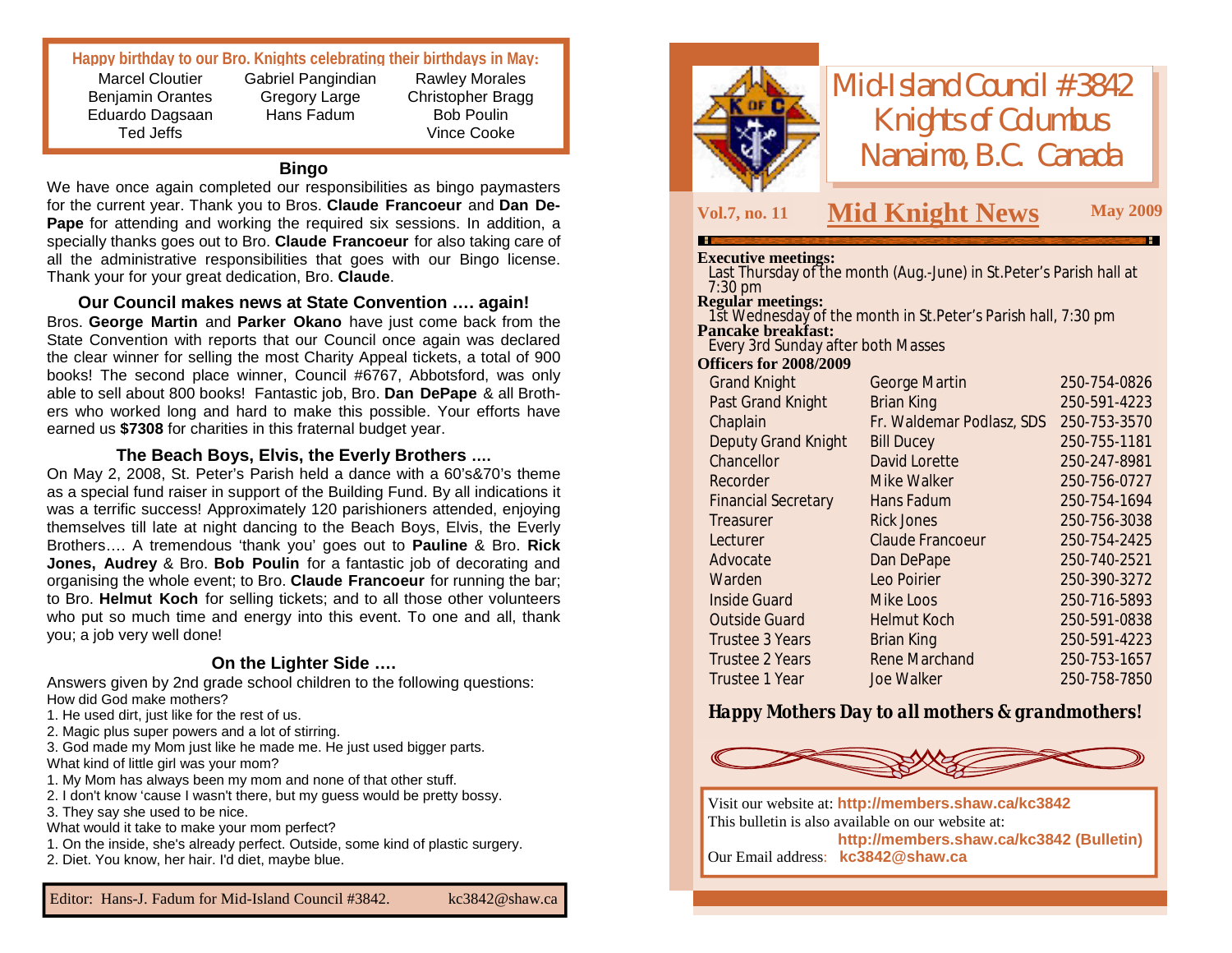# Mid-Island Council #3842 Knights of Columbus Nanaimo, B.C. Canada

**Vol.7, no. 11** — **Mid Knight News** — **May 2009**

**Executive meetings:**
Last Thursday of the month (Aug.-June) in St.Peter's Parish hall at 7:30 pm

**Regular meetings:**
1st Wednesday of the month in St.Peter's Parish hall, 7:30 pm

**Pancake breakfast:**
Every 3rd Sunday after both Masses

**Officers for 2008/2009**

| | | |
|---|---|---|
| Grand Knight | George Martin | 250-754-0826 |
| Past Grand Knight | Brian King | 250-591-4223 |
| Chaplain | Fr. Waldemar Podlasz, SDS | 250-753-3570 |
| Deputy Grand Knight | Bill Ducey | 250-755-1181 |
| Chancellor | David Lorette | 250-247-8981 |
| Recorder | Mike Walker | 250-756-0727 |
| Financial Secretary | Hans Fadum | 250-754-1694 |
| Treasurer | Rick Jones | 250-756-3038 |
| Lecturer | Claude Francoeur | 250-754-2425 |
| Advocate | Dan DePape | 250-740-2521 |
| Warden | Leo Poirier | 250-390-3272 |
| Inside Guard | Mike Loos | 250-716-5893 |
| Outside Guard | Helmut Koch | 250-591-0838 |
| Trustee 3 Years | Brian King | 250-591-4223 |
| Trustee 2 Years | Rene Marchand | 250-753-1657 |
| Trustee 1 Year | Joe Walker | 250-758-7850 |

***Happy Mothers Day to all mothers & grandmothers!***

Visit our website at: **http://members.shaw.ca/kc3842**
This bulletin is also available on our website at:
**http://members.shaw.ca/kc3842 (Bulletin)**
Our Email address: **kc3842@shaw.ca**

---

**Happy birthday to our Bro. Knights celebrating their birthdays in May:**

| | | |
|---|---|---|
| Marcel Cloutier | Gabriel Pangindian | Rawley Morales |
| Benjamin Orantes | Gregory Large | Christopher Bragg |
| Eduardo Dagsaan | Hans Fadum | Bob Poulin |
| Ted Jeffs | | Vince Cooke |

## Bingo

We have once again completed our responsibilities as bingo paymasters for the current year. Thank you to Bros. **Claude Francoeur** and **Dan De-Pape** for attending and working the required six sessions. In addition, a specially thanks goes out to Bro. **Claude Francoeur** for also taking care of all the administrative responsibilities that goes with our Bingo license. Thank your for your great dedication, Bro. **Claude**.

## Our Council makes news at State Convention …. again!

Bros. **George Martin** and **Parker Okano** have just come back from the State Convention with reports that our Council once again was declared the clear winner for selling the most Charity Appeal tickets, a total of 900 books! The second place winner, Council #6767, Abbotsford, was only able to sell about 800 books! Fantastic job, Bro. **Dan DePape** & all Brothers who worked long and hard to make this possible. Your efforts have earned us **$7308** for charities in this fraternal budget year.

## The Beach Boys, Elvis, the Everly Brothers ....

On May 2, 2008, St. Peter's Parish held a dance with a 60's&70's theme as a special fund raiser in support of the Building Fund. By all indications it was a terrific success! Approximately 120 parishioners attended, enjoying themselves till late at night dancing to the Beach Boys, Elvis, the Everly Brothers…. A tremendous 'thank you' goes out to **Pauline** & Bro. **Rick Jones, Audrey** & Bro. **Bob Poulin** for a fantastic job of decorating and organising the whole event; to Bro. **Claude Francoeur** for running the bar; to Bro. **Helmut Koch** for selling tickets; and to all those other volunteers who put so much time and energy into this event. To one and all, thank you; a job very well done!

## On the Lighter Side ….

Answers given by 2nd grade school children to the following questions:

How did God make mothers?
1. He used dirt, just like for the rest of us.
2. Magic plus super powers and a lot of stirring.
3. God made my Mom just like he made me. He just used bigger parts.

What kind of little girl was your mom?
1. My Mom has always been my mom and none of that other stuff.
2. I don't know 'cause I wasn't there, but my guess would be pretty bossy.
3. They say she used to be nice.

What would it take to make your mom perfect?
1. On the inside, she's already perfect. Outside, some kind of plastic surgery.
2. Diet. You know, her hair. I'd diet, maybe blue.

Editor: Hans-J. Fadum for Mid-Island Council #3842. kc3842@shaw.ca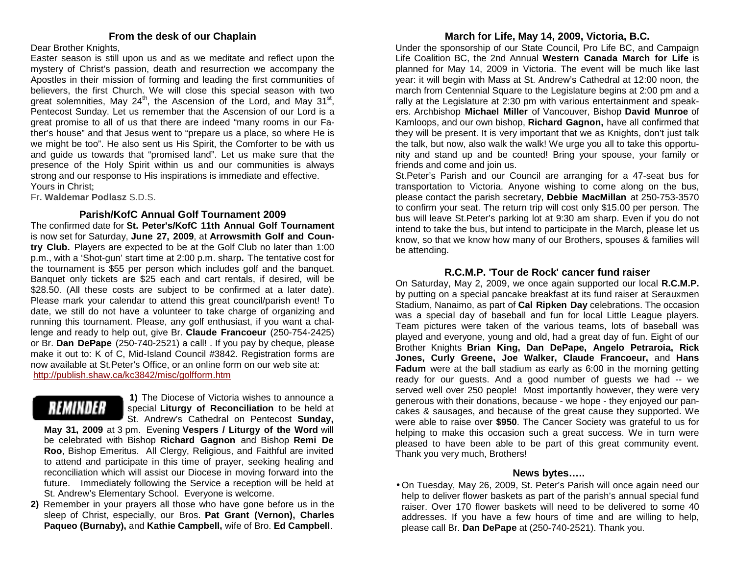## From the desk of our Chaplain

Dear Brother Knights,

Easter season is still upon us and as we meditate and reflect upon the mystery of Christ's passion, death and resurrection we accompany the Apostles in their mission of forming and leading the first communities of believers, the first Church. We will close this special season with two great solemnities, May 24th, the Ascension of the Lord, and May 31st, Pentecost Sunday. Let us remember that the Ascension of our Lord is a great promise to all of us that there are indeed "many rooms in our Father's house" and that Jesus went to "prepare us a place, so where He is we might be too". He also sent us His Spirit, the Comforter to be with us and guide us towards that "promised land". Let us make sure that the presence of the Holy Spirit within us and our communities is always strong and our response to His inspirations is immediate and effective.

Yours in Christ;

Fr**. Waldemar Podlasz** S.D.S.

## Parish/KofC Annual Golf Tournament 2009

The confirmed date for **St. Peter's/KofC 11th Annual Golf Tournament** is now set for Saturday, **June 27, 2009**, at **Arrowsmith Golf and Country Club.** Players are expected to be at the Golf Club no later than 1:00 p.m., with a 'Shot-gun' start time at 2:00 p.m. sharp**.** The tentative cost for the tournament is $55 per person which includes golf and the banquet. Banquet only tickets are $25 each and cart rentals, if desired, will be $28.50. (All these costs are subject to be confirmed at a later date). Please mark your calendar to attend this great council/parish event! To date, we still do not have a volunteer to take charge of organizing and running this tournament. Please, any golf enthusiast, if you want a challenge and ready to help out, give Br. **Claude Francoeur** (250-754-2425) or Br. **Dan DePape** (250-740-2521) a call! . If you pay by cheque, please make it out to: K of C, Mid-Island Council #3842. Registration forms are now available at St.Peter's Office, or an online form on our web site at: http://publish.shaw.ca/kc3842/misc/golfform.htm

**REMINDER**

**1)** The Diocese of Victoria wishes to announce a special **Liturgy of Reconciliation** to be held at St. Andrew's Cathedral on Pentecost **Sunday, May 31, 2009** at 3 pm. Evening **Vespers / Liturgy of the Word** will be celebrated with Bishop **Richard Gagnon** and Bishop **Remi De Roo**, Bishop Emeritus. All Clergy, Religious, and Faithful are invited to attend and participate in this time of prayer, seeking healing and reconciliation which will assist our Diocese in moving forward into the future. Immediately following the Service a reception will be held at St. Andrew's Elementary School. Everyone is welcome.

**2)** Remember in your prayers all those who have gone before us in the sleep of Christ, especially, our Bros. **Pat Grant (Vernon), Charles Paqueo (Burnaby),** and **Kathie Campbell,** wife of Bro. **Ed Campbell**.

## March for Life, May 14, 2009, Victoria, B.C.

Under the sponsorship of our State Council, Pro Life BC, and Campaign Life Coalition BC, the 2nd Annual **Western Canada March for Life** is planned for May 14, 2009 in Victoria. The event will be much like last year: it will begin with Mass at St. Andrew's Cathedral at 12:00 noon, the march from Centennial Square to the Legislature begins at 2:00 pm and a rally at the Legislature at 2:30 pm with various entertainment and speakers. Archbishop **Michael Miller** of Vancouver, Bishop **David Munroe** of Kamloops, and our own bishop, **Richard Gagnon,** have all confirmed that they will be present. It is very important that we as Knights, don't just talk the talk, but now, also walk the walk! We urge you all to take this opportunity and stand up and be counted! Bring your spouse, your family or friends and come and join us.

St.Peter's Parish and our Council are arranging for a 47-seat bus for transportation to Victoria. Anyone wishing to come along on the bus, please contact the parish secretary, **Debbie MacMillan** at 250-753-3570 to confirm your seat. The return trip will cost only $15.00 per person. The bus will leave St.Peter's parking lot at 9:30 am sharp. Even if you do not intend to take the bus, but intend to participate in the March, please let us know, so that we know how many of our Brothers, spouses & families will be attending.

## R.C.M.P. 'Tour de Rock' cancer fund raiser

On Saturday, May 2, 2009, we once again supported our local **R.C.M.P.** by putting on a special pancake breakfast at its fund raiser at Serauxmen Stadium, Nanaimo, as part of **Cal Ripken Day** celebrations. The occasion was a special day of baseball and fun for local Little League players. Team pictures were taken of the various teams, lots of baseball was played and everyone, young and old, had a great day of fun. Eight of our Brother Knights **Brian King, Dan DePape, Angelo Petraroia, Rick Jones, Curly Greene, Joe Walker, Claude Francoeur,** and **Hans Fadum** were at the ball stadium as early as 6:00 in the morning getting ready for our guests. And a good number of guests we had -- we served well over 250 people! Most importantly however, they were very generous with their donations, because - we hope - they enjoyed our pancakes & sausages, and because of the great cause they supported. We were able to raise over **$950**. The Cancer Society was grateful to us for helping to make this occasion such a great success. We in turn were pleased to have been able to be part of this great community event. Thank you very much, Brothers!

## News bytes…..

- On Tuesday, May 26, 2009, St. Peter's Parish will once again need our help to deliver flower baskets as part of the parish's annual special fund raiser. Over 170 flower baskets will need to be delivered to some 40 addresses. If you have a few hours of time and are willing to help, please call Br. **Dan DePape** at (250-740-2521). Thank you.